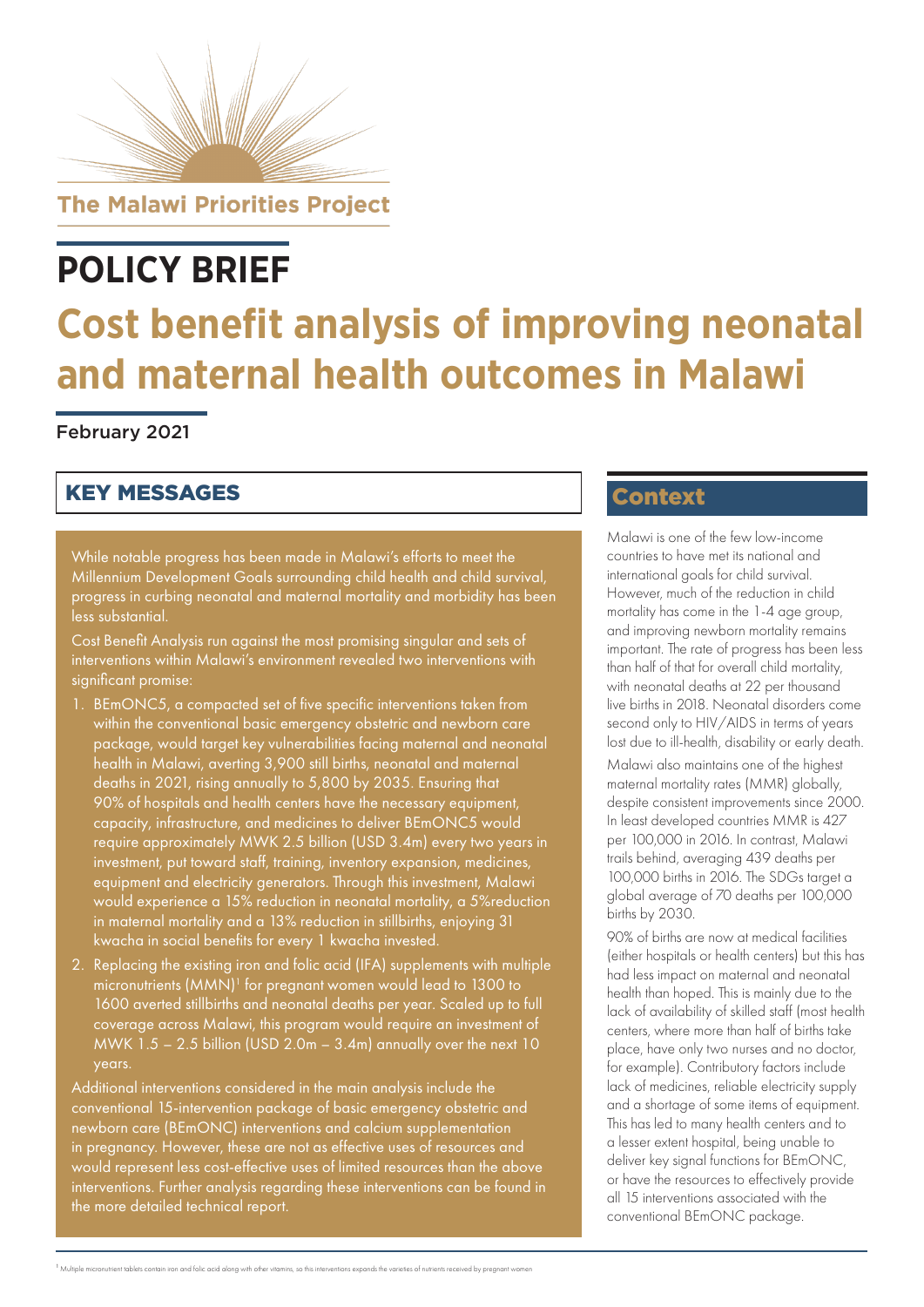The Malawi Priorities Project

# POLICY BRIEF

# Cost benefit analysis of improving neonatal and maternal health outcomes in Malawi

February 2021

## KEY MESSAGES

While notable progress has been made in Malawi's efforts to meet the Millennium Development Goals surrounding child health and child survival, progress in curbing neonatal and maternal mortality and morbidity has been less substantial.

Cost Benefit Analysis run against the most promising singular and sets of interventions within Malawi's environment revealed two interventions with significant promise:

1. BEmONC5, a compacted set of five specific interventions taken from within the conventional basic emergency obstetric and newborn care package, would target key vulnerabilities facing maternal and neonatal health in Malawi, averting 3,900 still births, neonatal and maternal deaths in 2021, rising annually to 5,800 by 2035. Ensuring that 90% of hospitals and health centers have the necessary equipment, capacity, infrastructure, and medicines to deliver BEmONC5 would require approximately MWK 2.5 billion (USD 3.4m) every two years in investment, put toward staff, training, inventory expansion, medicines, equipment and electricity generators. Through this investment, Malawi would experience a 15% reduction in neonatal mortality, a 5%reduction in maternal mortality and a 13% reduction in stillbirths, enjoying 31 kwacha in social benefits for every 1 kwacha invested.
2. Replacing the existing iron and folic acid (IFA) supplements with multiple micronutrients (MMN)[1] for pregnant women would lead to 1300 to 1600 averted stillbirths and neonatal deaths per year. Scaled up to full coverage across Malawi, this program would require an investment of MWK 1.5 – 2.5 billion (USD 2.0m – 3.4m) annually over the next 10 years.

Additional interventions considered in the main analysis include the conventional 15-intervention package of basic emergency obstetric and newborn care (BEmONC) interventions and calcium supplementation in pregnancy. However, these are not as effective uses of resources and would represent less cost-effective uses of limited resources than the above interventions. Further analysis regarding these interventions can be found in the more detailed technical report.

## Context

Malawi is one of the few low-income countries to have met its national and international goals for child survival. However, much of the reduction in child mortality has come in the 1-4 age group, and improving newborn mortality remains important. The rate of progress has been less than half of that for overall child mortality, with neonatal deaths at 22 per thousand live births in 2018. Neonatal disorders come second only to HIV/AIDS in terms of years lost due to ill-health, disability or early death.

Malawi also maintains one of the highest maternal mortality rates (MMR) globally, despite consistent improvements since 2000. In least developed countries MMR is 427 per 100,000 in 2016. In contrast, Malawi trails behind, averaging 439 deaths per 100,000 births in 2016. The SDGs target a global average of 70 deaths per 100,000 births by 2030.

90% of births are now at medical facilities (either hospitals or health centers) but this has had less impact on maternal and neonatal health than hoped. This is mainly due to the lack of availability of skilled staff (most health centers, where more than half of births take place, have only two nurses and no doctor, for example). Contributory factors include lack of medicines, reliable electricity supply and a shortage of some items of equipment. This has led to many health centers and to a lesser extent hospital, being unable to deliver key signal functions for BEmONC, or have the resources to effectively provide all 15 interventions associated with the conventional BEmONC package.

[1] Multiple micronutrient tablets contain iron and folic acid along with other vitamins, so this interventions expands the varieties of nutrients received by pregnant women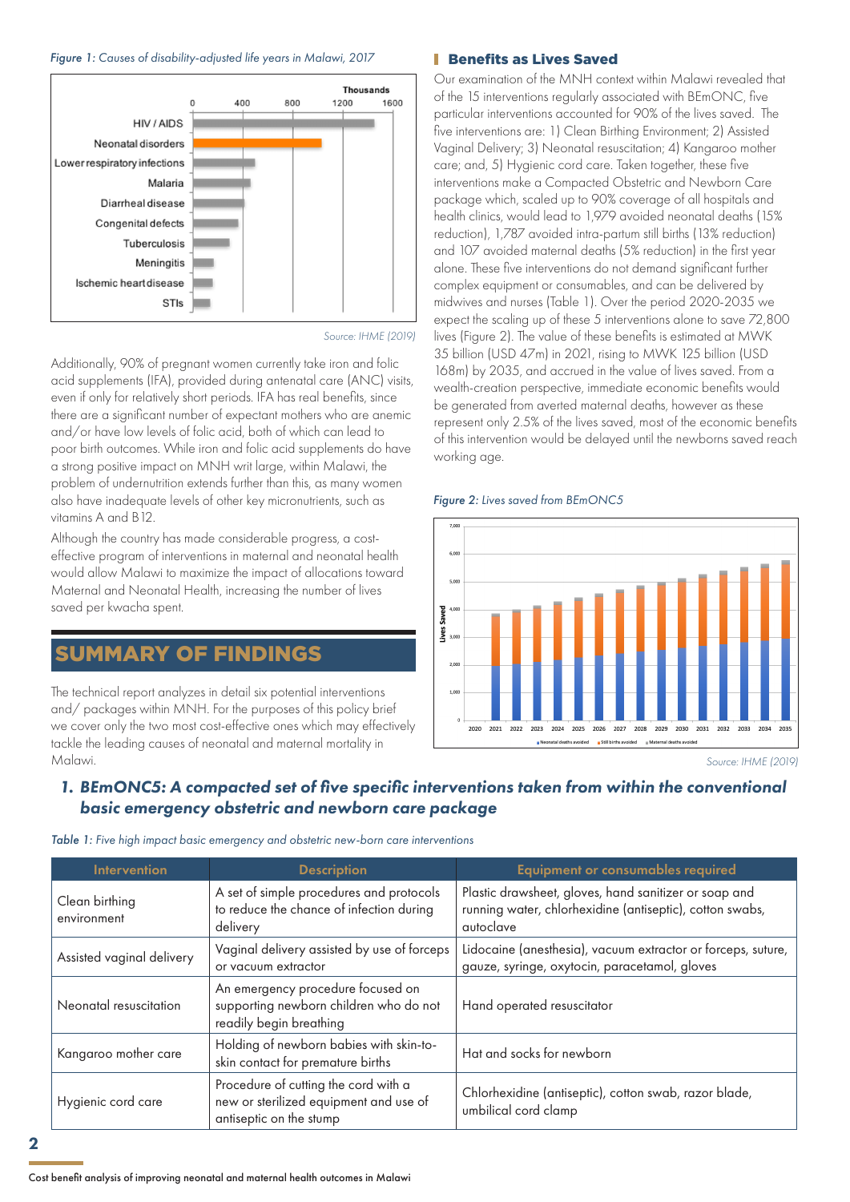*Figure 1: Causes of disability-adjusted life years in Malawi, 2017*

Source: IHME (2019)

Additionally, 90% of pregnant women currently take iron and folic acid supplements (IFA), provided during antenatal care (ANC) visits, even if only for relatively short periods. IFA has real benefits, since there are a significant number of expectant mothers who are anemic and/or have low levels of folic acid, both of which can lead to poor birth outcomes. While iron and folic acid supplements do have a strong positive impact on MNH writ large, within Malawi, the problem of undernutrition extends further than this, as many women also have inadequate levels of other key micronutrients, such as vitamins A and B12.

Although the country has made considerable progress, a cost-effective program of interventions in maternal and neonatal health would allow Malawi to maximize the impact of allocations toward Maternal and Neonatal Health, increasing the number of lives saved per kwacha spent.

## SUMMARY OF FINDINGS

The technical report analyzes in detail six potential interventions and/ or packages within MNH. For the purposes of this policy brief we cover only the two most cost-effective ones which may effectively tackle the leading causes of neonatal and maternal mortality in Malawi.

### Benefits as Lives Saved

Our examination of the MNH context within Malawi revealed that of the 15 interventions regularly associated with BEmONC, five particular interventions accounted for 90% of the lives saved. The five interventions are: 1) Clean Birthing Environment; 2) Assisted Vaginal Delivery; 3) Neonatal resuscitation; 4) Kangaroo mother care; and, 5) Hygienic cord care. Taken together, these five interventions make a Compacted Obstetric and Newborn Care package which, scaled up to 90% coverage of all hospitals and health clinics, would lead to 1,979 avoided neonatal deaths (15% reduction), 1,787 avoided intra-partum still births (13% reduction) and 107 avoided maternal deaths (5% reduction) in the first year alone. These five interventions do not demand significant further complex equipment or consumables, and can be delivered by midwives and nurses (Table 1). Over the period 2020-2035 we expect the scaling up of these 5 interventions alone to save 72,800 lives (Figure 2). The value of these benefits is estimated at MWK 35 billion (USD 47m) in 2021, rising to MWK 125 billion (USD 168m) by 2035, and accrued in the value of lives saved. From a wealth-creation perspective, immediate economic benefits would be generated from averted maternal deaths, however as these represent only 2.5% of the lives saved, most of the economic benefits of this intervention would be delayed until the newborns saved reach working age.

*Figure 2: Lives saved from BEmONC5*

Source: IHME (2019)

### 1. BEmONC5: A compacted set of five specific interventions taken from within the conventional basic emergency obstetric and newborn care package

*Table 1: Five high impact basic emergency and obstetric new-born care interventions*

| Intervention | Description | Equipment or consumables required |
|---|---|---|
| Clean birthing environment | A set of simple procedures and protocols to reduce the chance of infection during delivery | Plastic drawsheet, gloves, hand sanitizer or soap and running water, chlorhexidine (antiseptic), cotton swabs, autoclave |
| Assisted vaginal delivery | Vaginal delivery assisted by use of forceps or vacuum extractor | Lidocaine (anesthesia), vacuum extractor or forceps, suture, gauze, syringe, oxytocin, paracetamol, gloves |
| Neonatal resuscitation | An emergency procedure focused on supporting newborn children who do not readily begin breathing | Hand operated resuscitator |
| Kangaroo mother care | Holding of newborn babies with skin-to-skin contact for premature births | Hat and socks for newborn |
| Hygienic cord care | Procedure of cutting the cord with a new or sterilized equipment and use of antiseptic on the stump | Chlorhexidine (antiseptic), cotton swab, razor blade, umbilical cord clamp |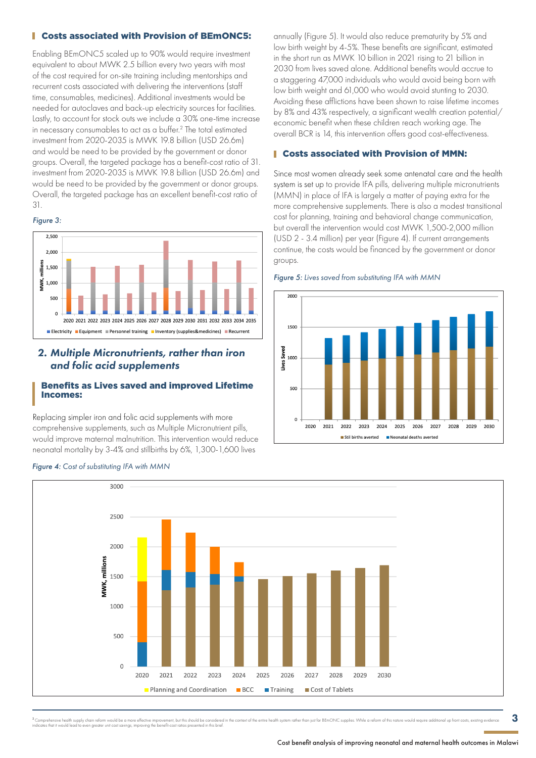## Costs associated with Provision of BEmONC5:

Enabling BEmONC5 scaled up to 90% would require investment equivalent to about MWK 2.5 billion every two years with most of the cost required for on-site training including mentorships and recurrent costs associated with delivering the interventions (staff time, consumables, medicines). Additional investments would be needed for autoclaves and back-up electricity sources for facilities. Lastly, to account for stock outs we include a 30% one-time increase in necessary consumables to act as a buffer.[2] The total estimated investment from 2020-2035 is MWK 19.8 billion (USD 26.6m) and would be need to be provided by the government or donor groups. Overall, the targeted package has a benefit-cost ratio of 31. investment from 2020-2035 is MWK 19.8 billion (USD 26.6m) and would be need to be provided by the government or donor groups. Overall, the targeted package has an excellent benefit-cost ratio of 31.

*Figure 3:*

## 2. Multiple Micronutrients, rather than iron and folic acid supplements

### Benefits as Lives saved and improved Lifetime Incomes:

Replacing simpler iron and folic acid supplements with more comprehensive supplements, such as Multiple Micronutrient pills, would improve maternal malnutrition. This intervention would reduce neonatal mortality by 3-4% and stillbirths by 6%, 1,300-1,600 lives annually (Figure 5). It would also reduce prematurity by 5% and low birth weight by 4-5%. These benefits are significant, estimated in the short run as MWK 10 billion in 2021 rising to 21 billion in 2030 from lives saved alone. Additional benefits would accrue to a staggering 47,000 individuals who would avoid being born with low birth weight and 61,000 who would avoid stunting to 2030. Avoiding these afflictions have been shown to raise lifetime incomes by 8% and 43% respectively, a significant wealth creation potential/ economic benefit when these children reach working age. The overall BCR is 14, this intervention offers good cost-effectiveness.

*Figure 4: Cost of substituting IFA with MMN*

### Costs associated with Provision of MMN:

Since most women already seek some antenatal care and the health system is set up to provide IFA pills, delivering multiple micronutrients (MMN) in place of IFA is largely a matter of paying extra for the more comprehensive supplements. There is also a modest transitional cost for planning, training and behavioral change communication, but overall the intervention would cost MWK 1,500-2,000 million (USD 2 - 3.4 million) per year (Figure 4). If current arrangements continue, the costs would be financed by the government or donor groups.

*Figure 5: Lives saved from substituting IFA with MMN*

[2] Comprehensive health supply chain reform would be a more effective improvement, but this should be considered in the context of the entire health system rather than just for BEmONC supplies. While a reform of this nature would require additional up front costs, existing evidence indicates that it would lead to even greater unit cost savings, improving the benefit-cost ratios presented in this brief.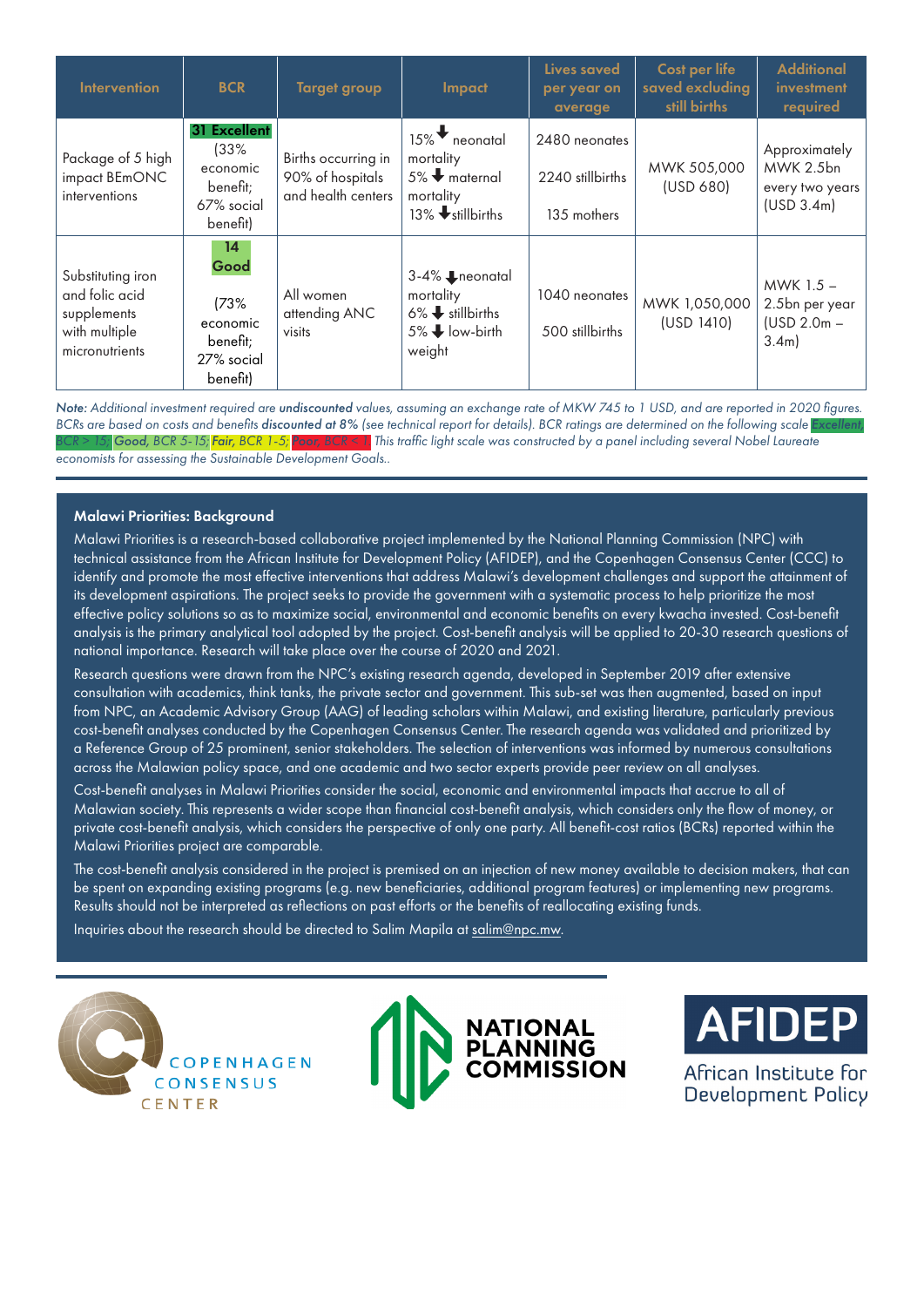| Intervention | BCR | Target group | Impact | Lives saved per year on average | Cost per life saved excluding still births | Additional investment required |
|---|---|---|---|---|---|---|
| Package of 5 high impact BEmONC interventions | 31 Excellent (33% economic benefit; 67% social benefit) | Births occurring in 90% of hospitals and health centers | 15% ⬇ neonatal mortality<br>5% ⬇ maternal mortality<br>13% ⬇ stillbirths | 2480 neonates<br>2240 stillbirths<br>135 mothers | MWK 505,000 (USD 680) | Approximately MWK 2.5bn every two years (USD 3.4m) |
| Substituting iron and folic acid supplements with multiple micronutrients | 14 Good (73% economic benefit; 27% social benefit) | All women attending ANC visits | 3-4% ⬇ neonatal mortality<br>6% ⬇ stillbirths<br>5% ⬇ low-birth weight | 1040 neonates<br>500 stillbirths | MWK 1,050,000 (USD 1410) | MWK 1.5 – 2.5bn per year (USD 2.0m – 3.4m) |

*Note: Additional investment required are **undiscounted** values, assuming an exchange rate of MKW 745 to 1 USD, and are reported in 2020 figures. BCRs are based on costs and benefits **discounted at 8%** (see technical report for details). BCR ratings are determined on the following scale **Excellent**, BCR > 15; **Good**, BCR 5-15; **Fair**, BCR 1-5; **Poor**, BCR < 1. This traffic light scale was constructed by a panel including several Nobel Laureate economists for assessing the Sustainable Development Goals..*

### Malawi Priorities: Background

Malawi Priorities is a research-based collaborative project implemented by the National Planning Commission (NPC) with technical assistance from the African Institute for Development Policy (AFIDEP), and the Copenhagen Consensus Center (CCC) to identify and promote the most effective interventions that address Malawi's development challenges and support the attainment of its development aspirations. The project seeks to provide the government with a systematic process to help prioritize the most effective policy solutions so as to maximize social, environmental and economic benefits on every kwacha invested. Cost-benefit analysis is the primary analytical tool adopted by the project. Cost-benefit analysis will be applied to 20-30 research questions of national importance. Research will take place over the course of 2020 and 2021.

Research questions were drawn from the NPC's existing research agenda, developed in September 2019 after extensive consultation with academics, think tanks, the private sector and government. This sub-set was then augmented, based on input from NPC, an Academic Advisory Group (AAG) of leading scholars within Malawi, and existing literature, particularly previous cost-benefit analyses conducted by the Copenhagen Consensus Center. The research agenda was validated and prioritized by a Reference Group of 25 prominent, senior stakeholders. The selection of interventions was informed by numerous consultations across the Malawian policy space, and one academic and two sector experts provide peer review on all analyses.

Cost-benefit analyses in Malawi Priorities consider the social, economic and environmental impacts that accrue to all of Malawian society. This represents a wider scope than financial cost-benefit analysis, which considers only the flow of money, or private cost-benefit analysis, which considers the perspective of only one party. All benefit-cost ratios (BCRs) reported within the Malawi Priorities project are comparable.

The cost-benefit analysis considered in the project is premised on an injection of new money available to decision makers, that can be spent on expanding existing programs (e.g. new beneficiaries, additional program features) or implementing new programs. Results should not be interpreted as reflections on past efforts or the benefits of reallocating existing funds.

Inquiries about the research should be directed to Salim Mapila at salim@npc.mw.

COPENHAGEN CONSENSUS CENTER

NATIONAL PLANNING COMMISSION

AFIDEP African Institute for Development Policy